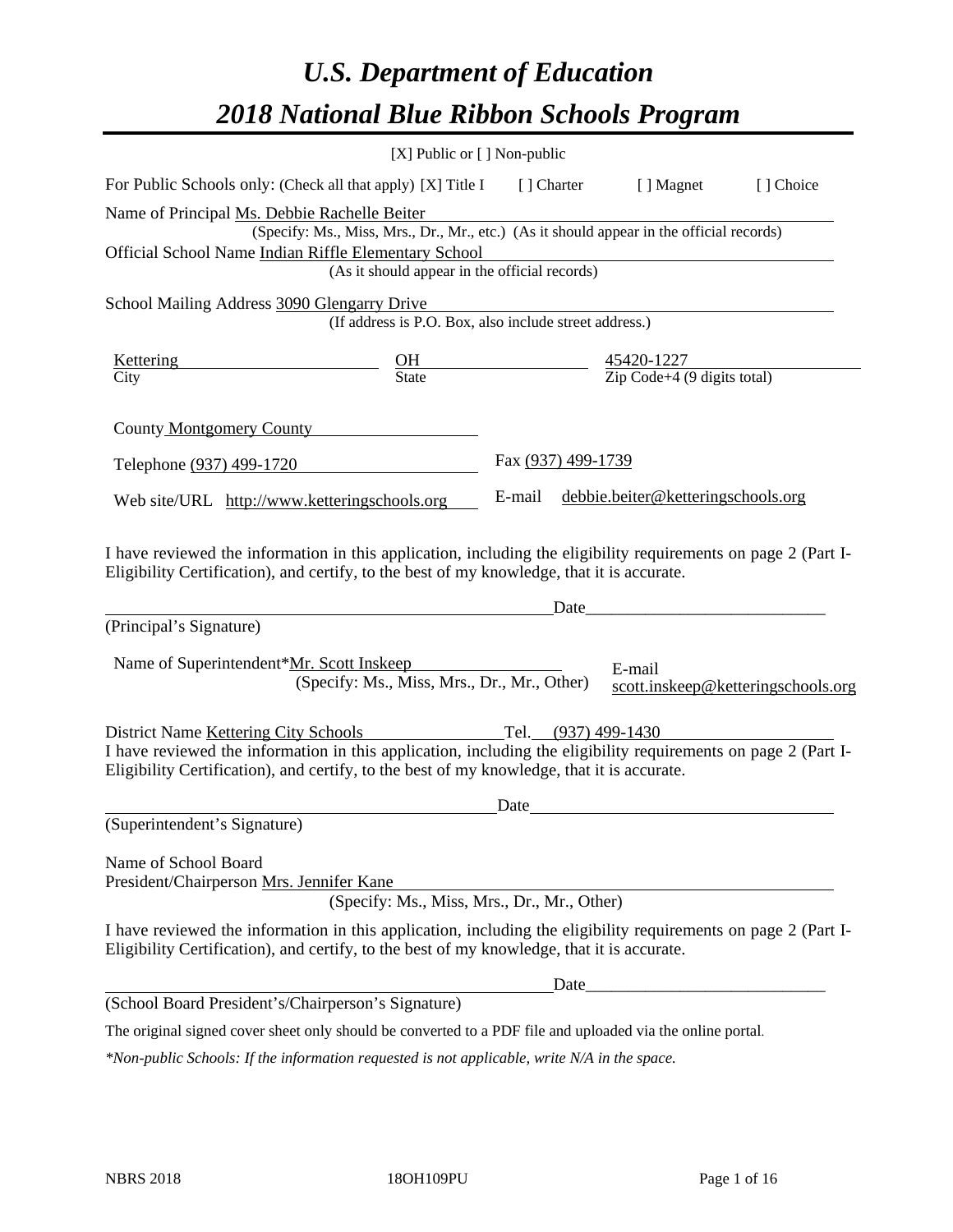# *U.S. Department of Education*

# *2018 National Blue Ribbon Schools Program*

[X] Public or [ ] Non-public

For Public Schools only: (Check all that apply) [X] Title I [ ] Charter [ ] Magnet [ ] Choice

Name of Principal Ms. Debbie Rachelle Beiter
(Specify: Ms., Miss, Mrs., Dr., Mr., etc.) (As it should appear in the official records)

Official School Name Indian Riffle Elementary School
(As it should appear in the official records)

School Mailing Address 3090 Glengarry Drive
(If address is P.O. Box, also include street address.)

| Kettering | OH | 45420-1227 |
|---|---|---|
| City | State | Zip Code+4 (9 digits total) |

County Montgomery County

Telephone (937) 499-1720 Fax (937) 499-1739

Web site/URL http://www.ketteringschools.org E-mail debbie.beiter@ketteringschools.org

I have reviewed the information in this application, including the eligibility requirements on page 2 (Part I-Eligibility Certification), and certify, to the best of my knowledge, that it is accurate.

_______________________________________________ Date_________________________

(Principal's Signature)

Name of Superintendent*Mr. Scott Inskeep E-mail scott.inskeep@ketteringschools.org
(Specify: Ms., Miss, Mrs., Dr., Mr., Other)

District Name Kettering City Schools Tel. (937) 499-1430

I have reviewed the information in this application, including the eligibility requirements on page 2 (Part I-Eligibility Certification), and certify, to the best of my knowledge, that it is accurate.

_______________________________________________ Date_________________________

(Superintendent's Signature)

Name of School Board
President/Chairperson Mrs. Jennifer Kane
(Specify: Ms., Miss, Mrs., Dr., Mr., Other)

I have reviewed the information in this application, including the eligibility requirements on page 2 (Part I-Eligibility Certification), and certify, to the best of my knowledge, that it is accurate.

_______________________________________________ Date_________________________

(School Board President's/Chairperson's Signature)

The original signed cover sheet only should be converted to a PDF file and uploaded via the online portal.

*\*Non-public Schools: If the information requested is not applicable, write N/A in the space.*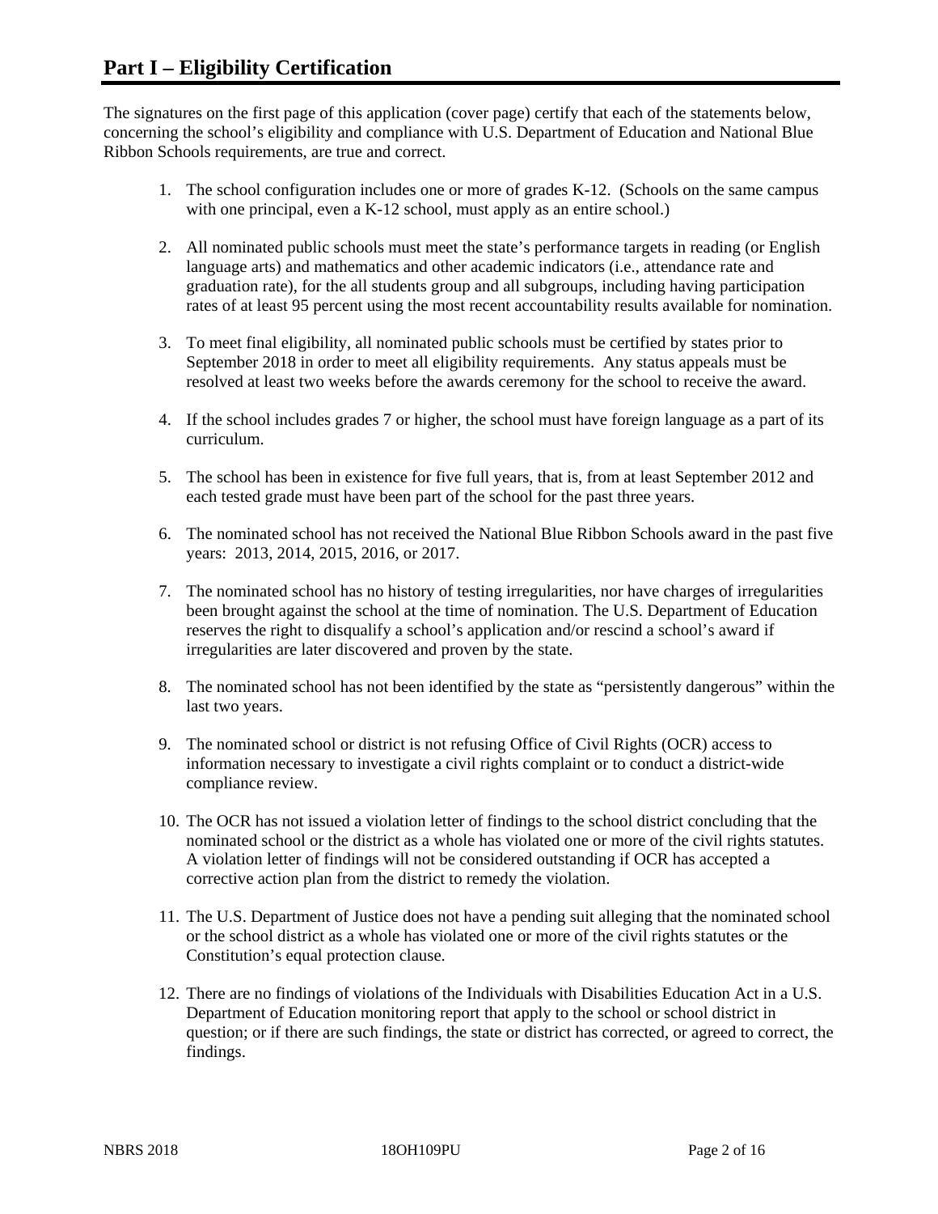# Part I – Eligibility Certification

The signatures on the first page of this application (cover page) certify that each of the statements below, concerning the school's eligibility and compliance with U.S. Department of Education and National Blue Ribbon Schools requirements, are true and correct.

1. The school configuration includes one or more of grades K-12. (Schools on the same campus with one principal, even a K-12 school, must apply as an entire school.)

2. All nominated public schools must meet the state's performance targets in reading (or English language arts) and mathematics and other academic indicators (i.e., attendance rate and graduation rate), for the all students group and all subgroups, including having participation rates of at least 95 percent using the most recent accountability results available for nomination.

3. To meet final eligibility, all nominated public schools must be certified by states prior to September 2018 in order to meet all eligibility requirements. Any status appeals must be resolved at least two weeks before the awards ceremony for the school to receive the award.

4. If the school includes grades 7 or higher, the school must have foreign language as a part of its curriculum.

5. The school has been in existence for five full years, that is, from at least September 2012 and each tested grade must have been part of the school for the past three years.

6. The nominated school has not received the National Blue Ribbon Schools award in the past five years: 2013, 2014, 2015, 2016, or 2017.

7. The nominated school has no history of testing irregularities, nor have charges of irregularities been brought against the school at the time of nomination. The U.S. Department of Education reserves the right to disqualify a school's application and/or rescind a school's award if irregularities are later discovered and proven by the state.

8. The nominated school has not been identified by the state as "persistently dangerous" within the last two years.

9. The nominated school or district is not refusing Office of Civil Rights (OCR) access to information necessary to investigate a civil rights complaint or to conduct a district-wide compliance review.

10. The OCR has not issued a violation letter of findings to the school district concluding that the nominated school or the district as a whole has violated one or more of the civil rights statutes. A violation letter of findings will not be considered outstanding if OCR has accepted a corrective action plan from the district to remedy the violation.

11. The U.S. Department of Justice does not have a pending suit alleging that the nominated school or the school district as a whole has violated one or more of the civil rights statutes or the Constitution's equal protection clause.

12. There are no findings of violations of the Individuals with Disabilities Education Act in a U.S. Department of Education monitoring report that apply to the school or school district in question; or if there are such findings, the state or district has corrected, or agreed to correct, the findings.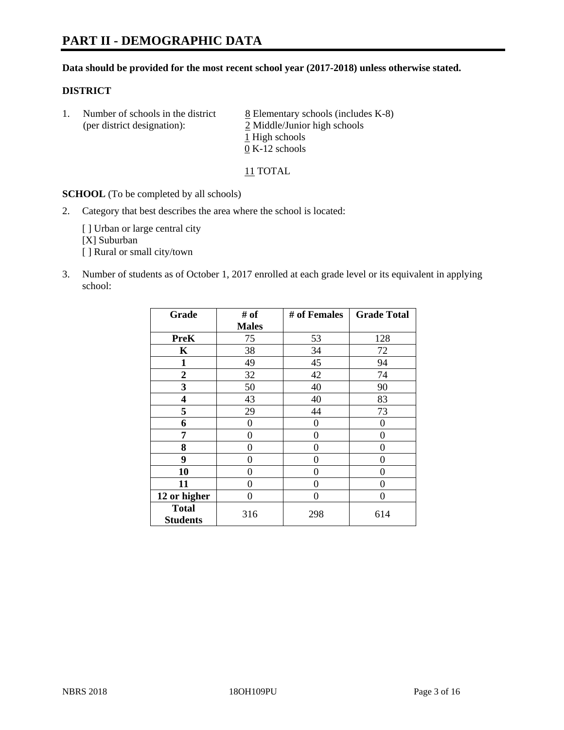# PART II - DEMOGRAPHIC DATA

**Data should be provided for the most recent school year (2017-2018) unless otherwise stated.**

**DISTRICT**

1. Number of schools in the district (per district designation):
   8 Elementary schools (includes K-8)
   2 Middle/Junior high schools
   1 High schools
   0 K-12 schools

   11 TOTAL

**SCHOOL** (To be completed by all schools)

2. Category that best describes the area where the school is located:

   [ ] Urban or large central city
   [X] Suburban
   [ ] Rural or small city/town

3. Number of students as of October 1, 2017 enrolled at each grade level or its equivalent in applying school:

| Grade | # of Males | # of Females | Grade Total |
|---|---|---|---|
| PreK | 75 | 53 | 128 |
| K | 38 | 34 | 72 |
| 1 | 49 | 45 | 94 |
| 2 | 32 | 42 | 74 |
| 3 | 50 | 40 | 90 |
| 4 | 43 | 40 | 83 |
| 5 | 29 | 44 | 73 |
| 6 | 0 | 0 | 0 |
| 7 | 0 | 0 | 0 |
| 8 | 0 | 0 | 0 |
| 9 | 0 | 0 | 0 |
| 10 | 0 | 0 | 0 |
| 11 | 0 | 0 | 0 |
| 12 or higher | 0 | 0 | 0 |
| Total Students | 316 | 298 | 614 |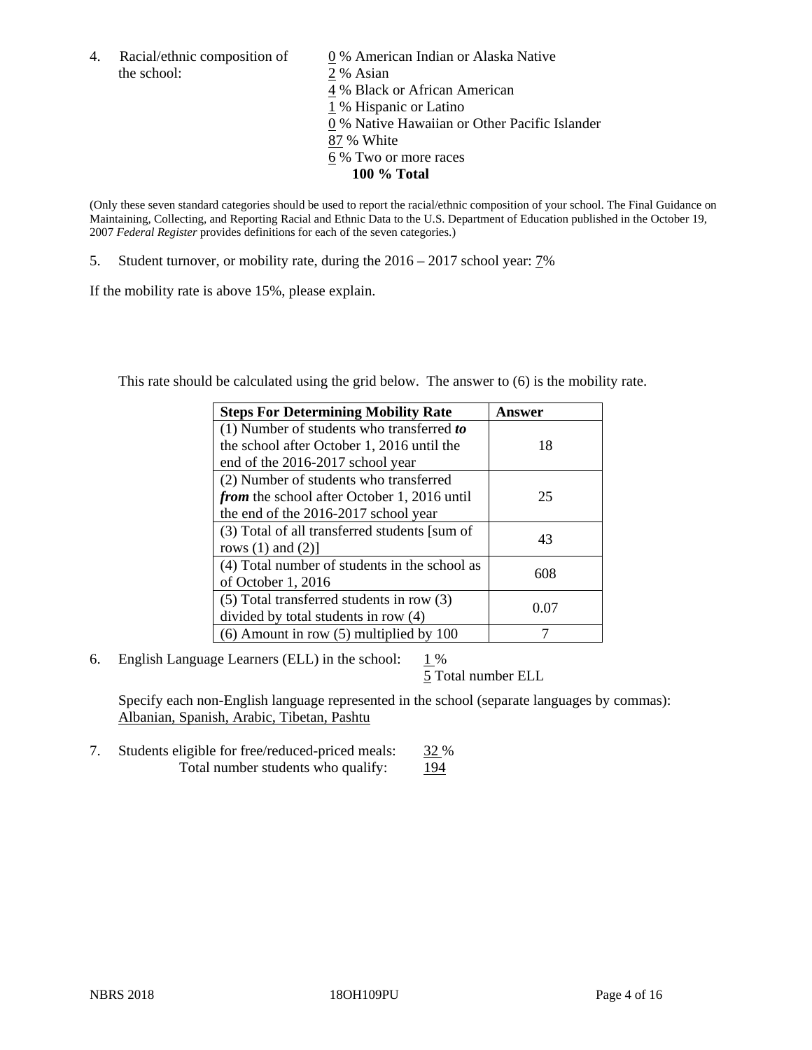4. Racial/ethnic composition of the school:

0 % American Indian or Alaska Native
2 % Asian
4 % Black or African American
1 % Hispanic or Latino
0 % Native Hawaiian or Other Pacific Islander
87 % White
6 % Two or more races
**100 % Total**

(Only these seven standard categories should be used to report the racial/ethnic composition of your school. The Final Guidance on Maintaining, Collecting, and Reporting Racial and Ethnic Data to the U.S. Department of Education published in the October 19, 2007 *Federal Register* provides definitions for each of the seven categories.)

5. Student turnover, or mobility rate, during the 2016 – 2017 school year: 7%

If the mobility rate is above 15%, please explain.

This rate should be calculated using the grid below. The answer to (6) is the mobility rate.

| **Steps For Determining Mobility Rate** | **Answer** |
|---|---|
| (1) Number of students who transferred ***to*** the school after October 1, 2016 until the end of the 2016-2017 school year | 18 |
| (2) Number of students who transferred ***from*** the school after October 1, 2016 until the end of the 2016-2017 school year | 25 |
| (3) Total of all transferred students [sum of rows (1) and (2)] | 43 |
| (4) Total number of students in the school as of October 1, 2016 | 608 |
| (5) Total transferred students in row (3) divided by total students in row (4) | 0.07 |
| (6) Amount in row (5) multiplied by 100 | 7 |

6. English Language Learners (ELL) in the school: 1 %
5 Total number ELL

Specify each non-English language represented in the school (separate languages by commas):
Albanian, Spanish, Arabic, Tibetan, Pashtu

7. Students eligible for free/reduced-priced meals: 32 %
Total number students who qualify: 194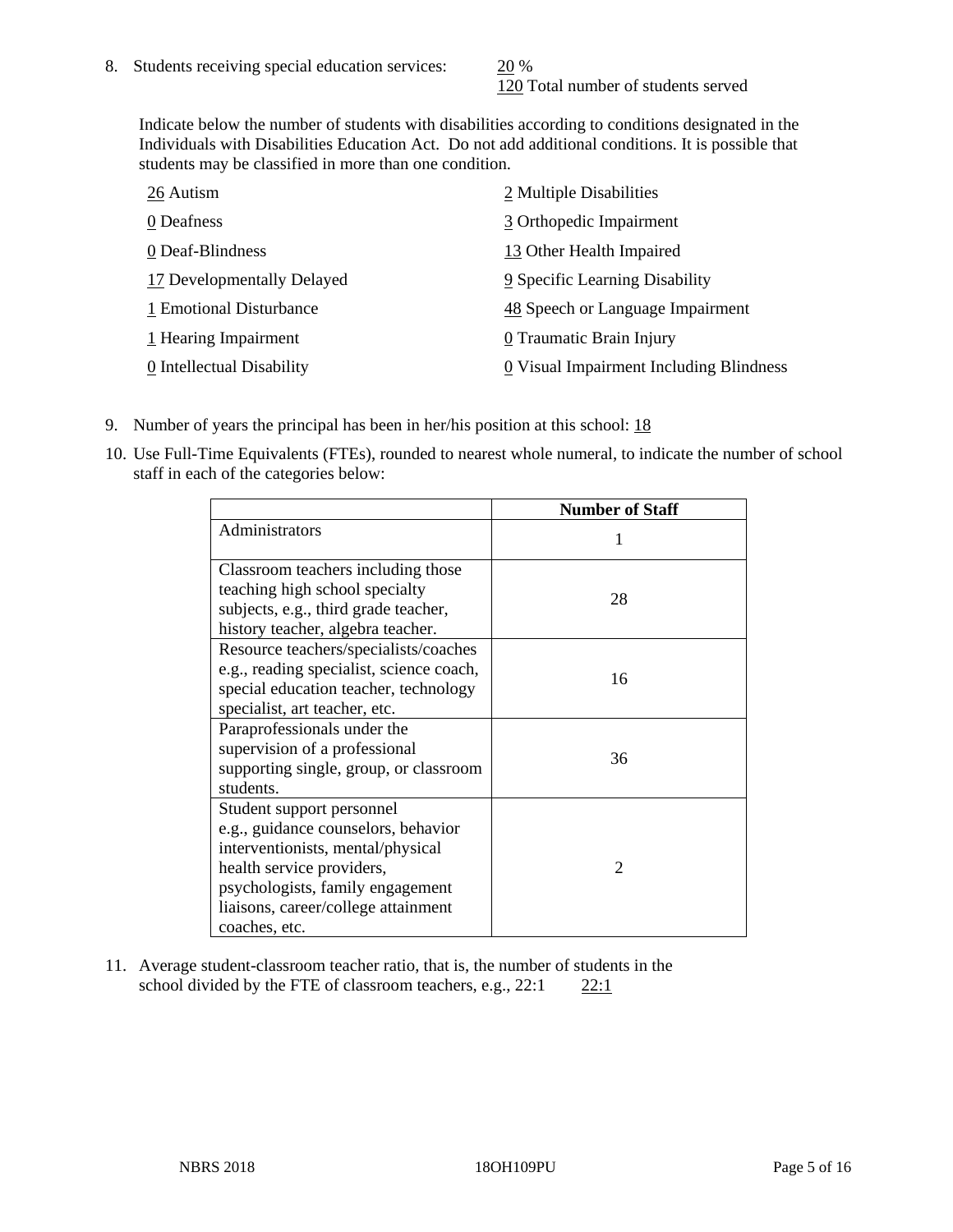8. Students receiving special education services: 20 %
   120 Total number of students served

Indicate below the number of students with disabilities according to conditions designated in the Individuals with Disabilities Education Act. Do not add additional conditions. It is possible that students may be classified in more than one condition.

| | |
|---|---|
| 26 Autism | 2 Multiple Disabilities |
| 0 Deafness | 3 Orthopedic Impairment |
| 0 Deaf-Blindness | 13 Other Health Impaired |
| 17 Developmentally Delayed | 9 Specific Learning Disability |
| 1 Emotional Disturbance | 48 Speech or Language Impairment |
| 1 Hearing Impairment | 0 Traumatic Brain Injury |
| 0 Intellectual Disability | 0 Visual Impairment Including Blindness |

9. Number of years the principal has been in her/his position at this school: 18

10. Use Full-Time Equivalents (FTEs), rounded to nearest whole numeral, to indicate the number of school staff in each of the categories below:

| | Number of Staff |
|---|---|
| Administrators | 1 |
| Classroom teachers including those teaching high school specialty subjects, e.g., third grade teacher, history teacher, algebra teacher. | 28 |
| Resource teachers/specialists/coaches e.g., reading specialist, science coach, special education teacher, technology specialist, art teacher, etc. | 16 |
| Paraprofessionals under the supervision of a professional supporting single, group, or classroom students. | 36 |
| Student support personnel e.g., guidance counselors, behavior interventionists, mental/physical health service providers, psychologists, family engagement liaisons, career/college attainment coaches, etc. | 2 |

11. Average student-classroom teacher ratio, that is, the number of students in the school divided by the FTE of classroom teachers, e.g., 22:1 22:1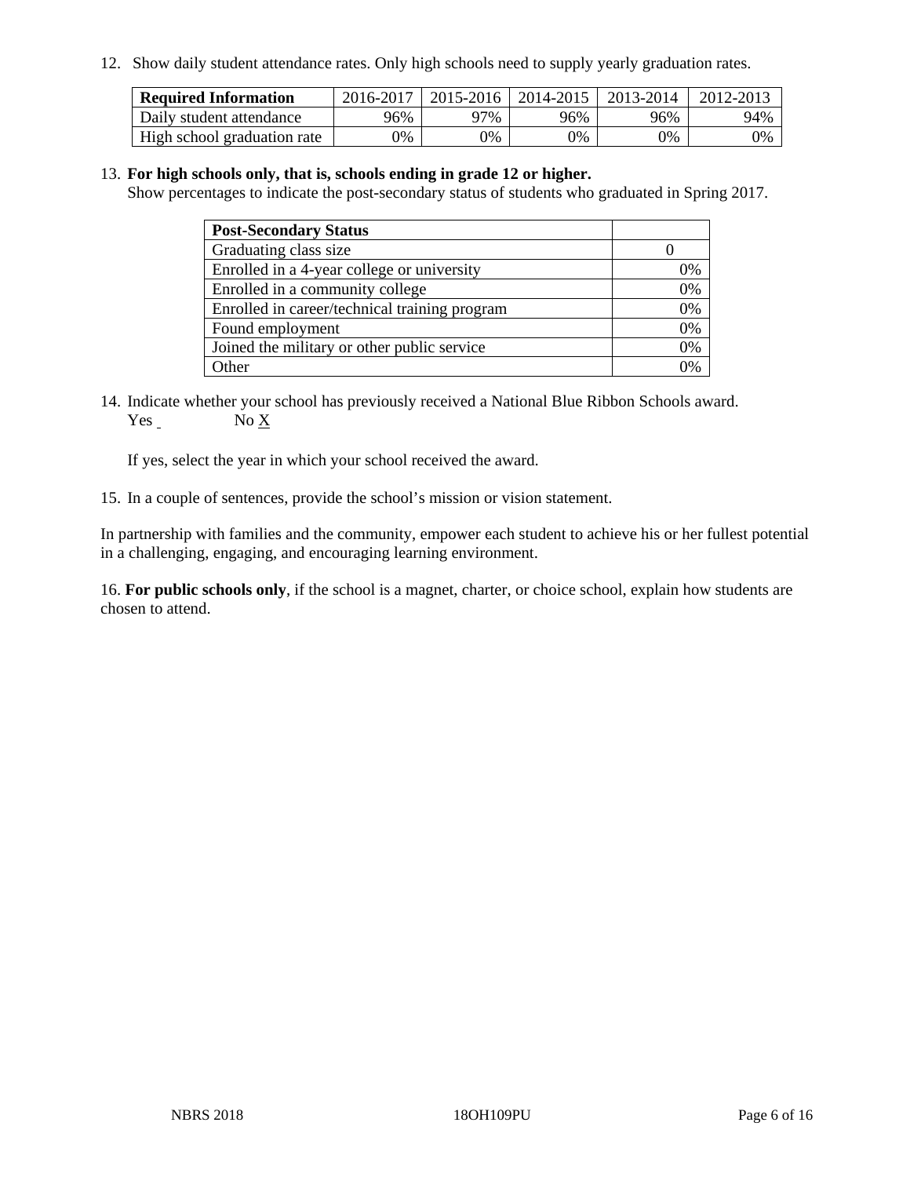12. Show daily student attendance rates. Only high schools need to supply yearly graduation rates.

| Required Information | 2016-2017 | 2015-2016 | 2014-2015 | 2013-2014 | 2012-2013 |
|---|---|---|---|---|---|
| Daily student attendance | 96% | 97% | 96% | 96% | 94% |
| High school graduation rate | 0% | 0% | 0% | 0% | 0% |

13. **For high schools only, that is, schools ending in grade 12 or higher.**
Show percentages to indicate the post-secondary status of students who graduated in Spring 2017.

| Post-Secondary Status | |
|---|---|
| Graduating class size | 0 |
| Enrolled in a 4-year college or university | 0% |
| Enrolled in a community college | 0% |
| Enrolled in career/technical training program | 0% |
| Found employment | 0% |
| Joined the military or other public service | 0% |
| Other | 0% |

14. Indicate whether your school has previously received a National Blue Ribbon Schools award.
Yes ___ No X

If yes, select the year in which your school received the award.

15. In a couple of sentences, provide the school's mission or vision statement.

In partnership with families and the community, empower each student to achieve his or her fullest potential in a challenging, engaging, and encouraging learning environment.

16. **For public schools only**, if the school is a magnet, charter, or choice school, explain how students are chosen to attend.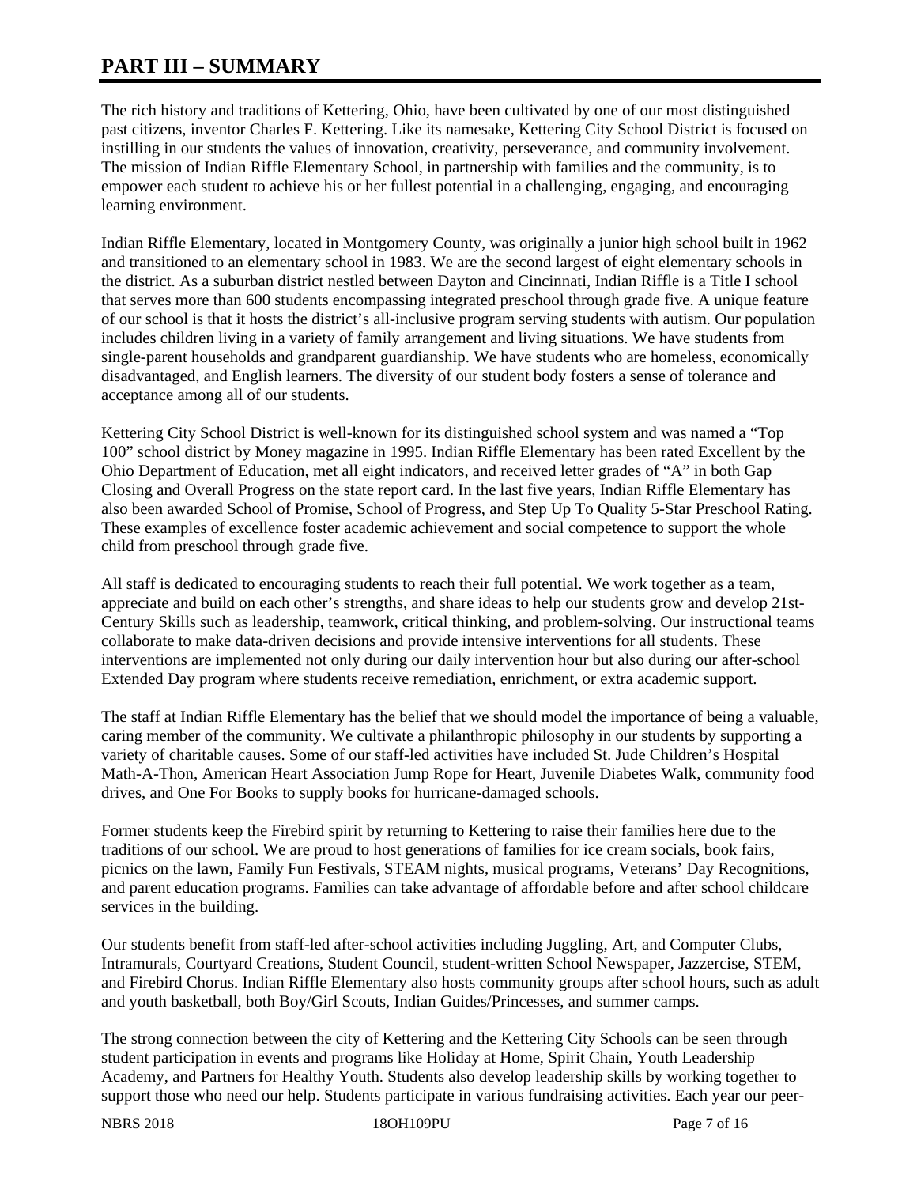# PART III – SUMMARY

The rich history and traditions of Kettering, Ohio, have been cultivated by one of our most distinguished past citizens, inventor Charles F. Kettering. Like its namesake, Kettering City School District is focused on instilling in our students the values of innovation, creativity, perseverance, and community involvement. The mission of Indian Riffle Elementary School, in partnership with families and the community, is to empower each student to achieve his or her fullest potential in a challenging, engaging, and encouraging learning environment.

Indian Riffle Elementary, located in Montgomery County, was originally a junior high school built in 1962 and transitioned to an elementary school in 1983. We are the second largest of eight elementary schools in the district. As a suburban district nestled between Dayton and Cincinnati, Indian Riffle is a Title I school that serves more than 600 students encompassing integrated preschool through grade five. A unique feature of our school is that it hosts the district's all-inclusive program serving students with autism. Our population includes children living in a variety of family arrangement and living situations. We have students from single-parent households and grandparent guardianship. We have students who are homeless, economically disadvantaged, and English learners. The diversity of our student body fosters a sense of tolerance and acceptance among all of our students.

Kettering City School District is well-known for its distinguished school system and was named a "Top 100" school district by Money magazine in 1995. Indian Riffle Elementary has been rated Excellent by the Ohio Department of Education, met all eight indicators, and received letter grades of "A" in both Gap Closing and Overall Progress on the state report card. In the last five years, Indian Riffle Elementary has also been awarded School of Promise, School of Progress, and Step Up To Quality 5-Star Preschool Rating. These examples of excellence foster academic achievement and social competence to support the whole child from preschool through grade five.

All staff is dedicated to encouraging students to reach their full potential. We work together as a team, appreciate and build on each other's strengths, and share ideas to help our students grow and develop 21st-Century Skills such as leadership, teamwork, critical thinking, and problem-solving. Our instructional teams collaborate to make data-driven decisions and provide intensive interventions for all students. These interventions are implemented not only during our daily intervention hour but also during our after-school Extended Day program where students receive remediation, enrichment, or extra academic support.

The staff at Indian Riffle Elementary has the belief that we should model the importance of being a valuable, caring member of the community. We cultivate a philanthropic philosophy in our students by supporting a variety of charitable causes. Some of our staff-led activities have included St. Jude Children's Hospital Math-A-Thon, American Heart Association Jump Rope for Heart, Juvenile Diabetes Walk, community food drives, and One For Books to supply books for hurricane-damaged schools.

Former students keep the Firebird spirit by returning to Kettering to raise their families here due to the traditions of our school. We are proud to host generations of families for ice cream socials, book fairs, picnics on the lawn, Family Fun Festivals, STEAM nights, musical programs, Veterans' Day Recognitions, and parent education programs. Families can take advantage of affordable before and after school childcare services in the building.

Our students benefit from staff-led after-school activities including Juggling, Art, and Computer Clubs, Intramurals, Courtyard Creations, Student Council, student-written School Newspaper, Jazzercise, STEM, and Firebird Chorus. Indian Riffle Elementary also hosts community groups after school hours, such as adult and youth basketball, both Boy/Girl Scouts, Indian Guides/Princesses, and summer camps.

The strong connection between the city of Kettering and the Kettering City Schools can be seen through student participation in events and programs like Holiday at Home, Spirit Chain, Youth Leadership Academy, and Partners for Healthy Youth. Students also develop leadership skills by working together to support those who need our help. Students participate in various fundraising activities. Each year our peer-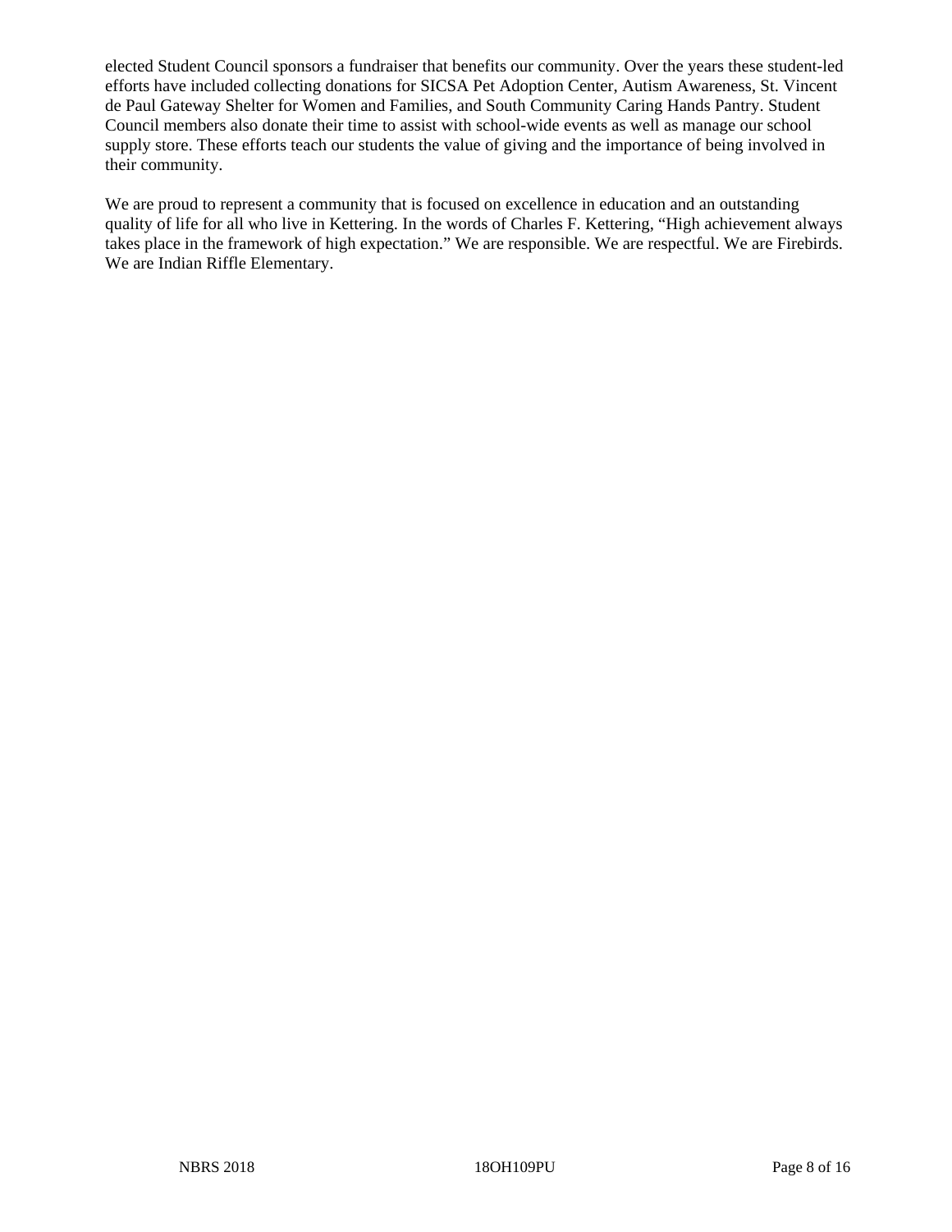elected Student Council sponsors a fundraiser that benefits our community. Over the years these student-led efforts have included collecting donations for SICSA Pet Adoption Center, Autism Awareness, St. Vincent de Paul Gateway Shelter for Women and Families, and South Community Caring Hands Pantry. Student Council members also donate their time to assist with school-wide events as well as manage our school supply store. These efforts teach our students the value of giving and the importance of being involved in their community.

We are proud to represent a community that is focused on excellence in education and an outstanding quality of life for all who live in Kettering. In the words of Charles F. Kettering, "High achievement always takes place in the framework of high expectation." We are responsible. We are respectful. We are Firebirds. We are Indian Riffle Elementary.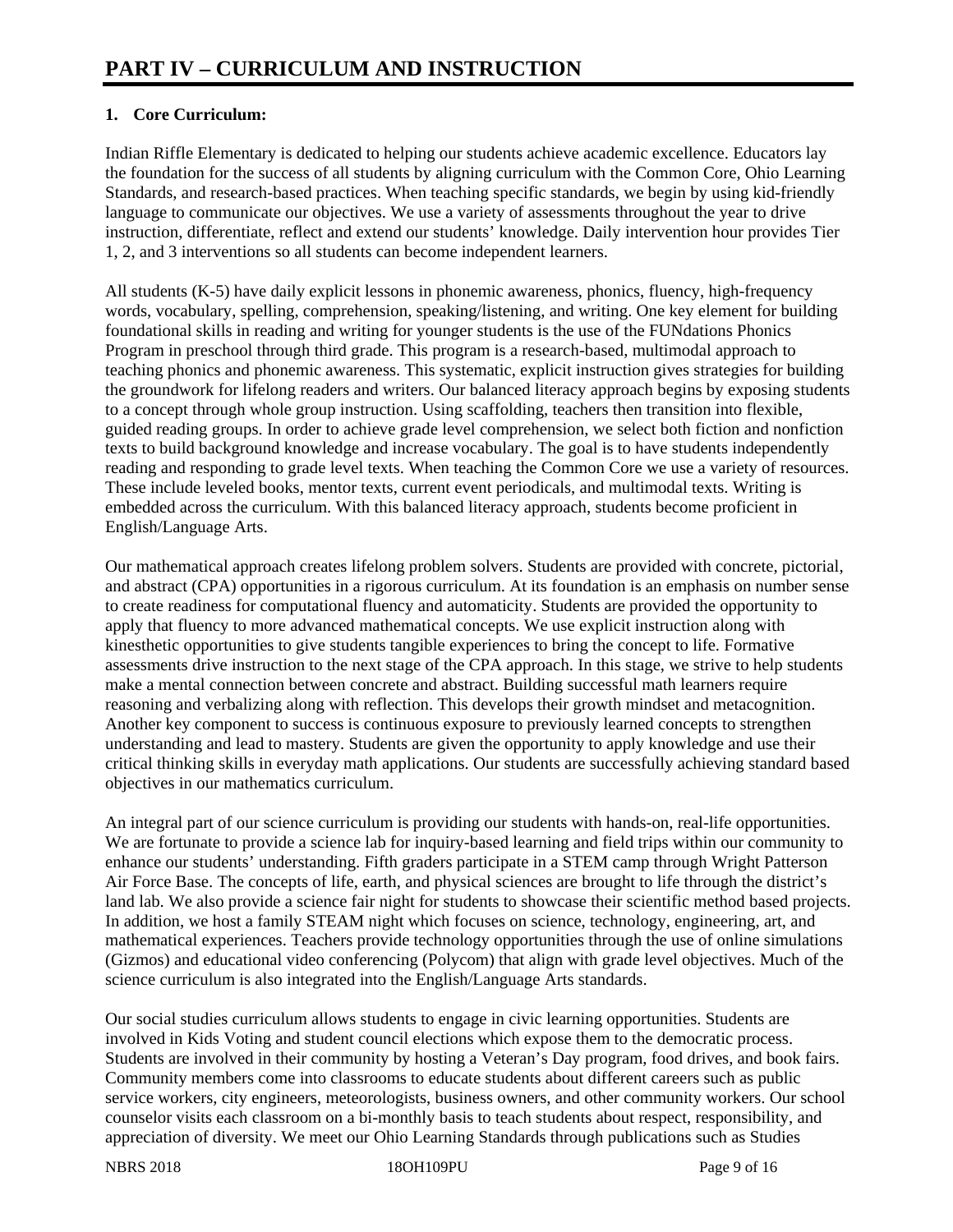# PART IV – CURRICULUM AND INSTRUCTION

## 1. Core Curriculum:

Indian Riffle Elementary is dedicated to helping our students achieve academic excellence. Educators lay the foundation for the success of all students by aligning curriculum with the Common Core, Ohio Learning Standards, and research-based practices. When teaching specific standards, we begin by using kid-friendly language to communicate our objectives. We use a variety of assessments throughout the year to drive instruction, differentiate, reflect and extend our students' knowledge. Daily intervention hour provides Tier 1, 2, and 3 interventions so all students can become independent learners.

All students (K-5) have daily explicit lessons in phonemic awareness, phonics, fluency, high-frequency words, vocabulary, spelling, comprehension, speaking/listening, and writing. One key element for building foundational skills in reading and writing for younger students is the use of the FUNdations Phonics Program in preschool through third grade. This program is a research-based, multimodal approach to teaching phonics and phonemic awareness. This systematic, explicit instruction gives strategies for building the groundwork for lifelong readers and writers. Our balanced literacy approach begins by exposing students to a concept through whole group instruction. Using scaffolding, teachers then transition into flexible, guided reading groups. In order to achieve grade level comprehension, we select both fiction and nonfiction texts to build background knowledge and increase vocabulary. The goal is to have students independently reading and responding to grade level texts. When teaching the Common Core we use a variety of resources. These include leveled books, mentor texts, current event periodicals, and multimodal texts. Writing is embedded across the curriculum. With this balanced literacy approach, students become proficient in English/Language Arts.

Our mathematical approach creates lifelong problem solvers. Students are provided with concrete, pictorial, and abstract (CPA) opportunities in a rigorous curriculum. At its foundation is an emphasis on number sense to create readiness for computational fluency and automaticity. Students are provided the opportunity to apply that fluency to more advanced mathematical concepts. We use explicit instruction along with kinesthetic opportunities to give students tangible experiences to bring the concept to life. Formative assessments drive instruction to the next stage of the CPA approach. In this stage, we strive to help students make a mental connection between concrete and abstract. Building successful math learners require reasoning and verbalizing along with reflection. This develops their growth mindset and metacognition. Another key component to success is continuous exposure to previously learned concepts to strengthen understanding and lead to mastery. Students are given the opportunity to apply knowledge and use their critical thinking skills in everyday math applications. Our students are successfully achieving standard based objectives in our mathematics curriculum.

An integral part of our science curriculum is providing our students with hands-on, real-life opportunities. We are fortunate to provide a science lab for inquiry-based learning and field trips within our community to enhance our students' understanding. Fifth graders participate in a STEM camp through Wright Patterson Air Force Base. The concepts of life, earth, and physical sciences are brought to life through the district's land lab. We also provide a science fair night for students to showcase their scientific method based projects. In addition, we host a family STEAM night which focuses on science, technology, engineering, art, and mathematical experiences. Teachers provide technology opportunities through the use of online simulations (Gizmos) and educational video conferencing (Polycom) that align with grade level objectives. Much of the science curriculum is also integrated into the English/Language Arts standards.

Our social studies curriculum allows students to engage in civic learning opportunities. Students are involved in Kids Voting and student council elections which expose them to the democratic process. Students are involved in their community by hosting a Veteran's Day program, food drives, and book fairs. Community members come into classrooms to educate students about different careers such as public service workers, city engineers, meteorologists, business owners, and other community workers. Our school counselor visits each classroom on a bi-monthly basis to teach students about respect, responsibility, and appreciation of diversity. We meet our Ohio Learning Standards through publications such as Studies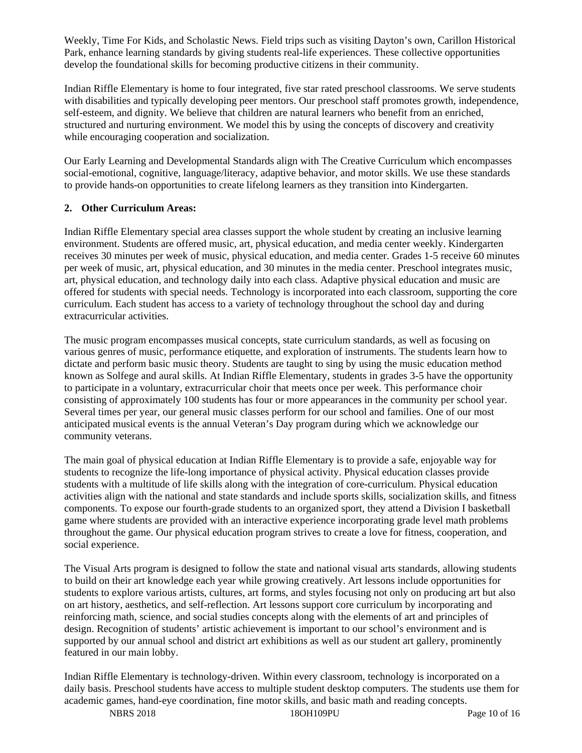Weekly, Time For Kids, and Scholastic News. Field trips such as visiting Dayton's own, Carillon Historical Park, enhance learning standards by giving students real-life experiences. These collective opportunities develop the foundational skills for becoming productive citizens in their community.

Indian Riffle Elementary is home to four integrated, five star rated preschool classrooms. We serve students with disabilities and typically developing peer mentors. Our preschool staff promotes growth, independence, self-esteem, and dignity. We believe that children are natural learners who benefit from an enriched, structured and nurturing environment. We model this by using the concepts of discovery and creativity while encouraging cooperation and socialization.

Our Early Learning and Developmental Standards align with The Creative Curriculum which encompasses social-emotional, cognitive, language/literacy, adaptive behavior, and motor skills. We use these standards to provide hands-on opportunities to create lifelong learners as they transition into Kindergarten.

**2. Other Curriculum Areas:**

Indian Riffle Elementary special area classes support the whole student by creating an inclusive learning environment. Students are offered music, art, physical education, and media center weekly. Kindergarten receives 30 minutes per week of music, physical education, and media center. Grades 1-5 receive 60 minutes per week of music, art, physical education, and 30 minutes in the media center. Preschool integrates music, art, physical education, and technology daily into each class. Adaptive physical education and music are offered for students with special needs. Technology is incorporated into each classroom, supporting the core curriculum. Each student has access to a variety of technology throughout the school day and during extracurricular activities.

The music program encompasses musical concepts, state curriculum standards, as well as focusing on various genres of music, performance etiquette, and exploration of instruments. The students learn how to dictate and perform basic music theory. Students are taught to sing by using the music education method known as Solfege and aural skills. At Indian Riffle Elementary, students in grades 3-5 have the opportunity to participate in a voluntary, extracurricular choir that meets once per week. This performance choir consisting of approximately 100 students has four or more appearances in the community per school year. Several times per year, our general music classes perform for our school and families. One of our most anticipated musical events is the annual Veteran's Day program during which we acknowledge our community veterans.

The main goal of physical education at Indian Riffle Elementary is to provide a safe, enjoyable way for students to recognize the life-long importance of physical activity. Physical education classes provide students with a multitude of life skills along with the integration of core-curriculum. Physical education activities align with the national and state standards and include sports skills, socialization skills, and fitness components. To expose our fourth-grade students to an organized sport, they attend a Division I basketball game where students are provided with an interactive experience incorporating grade level math problems throughout the game. Our physical education program strives to create a love for fitness, cooperation, and social experience.

The Visual Arts program is designed to follow the state and national visual arts standards, allowing students to build on their art knowledge each year while growing creatively. Art lessons include opportunities for students to explore various artists, cultures, art forms, and styles focusing not only on producing art but also on art history, aesthetics, and self-reflection. Art lessons support core curriculum by incorporating and reinforcing math, science, and social studies concepts along with the elements of art and principles of design. Recognition of students' artistic achievement is important to our school's environment and is supported by our annual school and district art exhibitions as well as our student art gallery, prominently featured in our main lobby.

Indian Riffle Elementary is technology-driven. Within every classroom, technology is incorporated on a daily basis. Preschool students have access to multiple student desktop computers. The students use them for academic games, hand-eye coordination, fine motor skills, and basic math and reading concepts.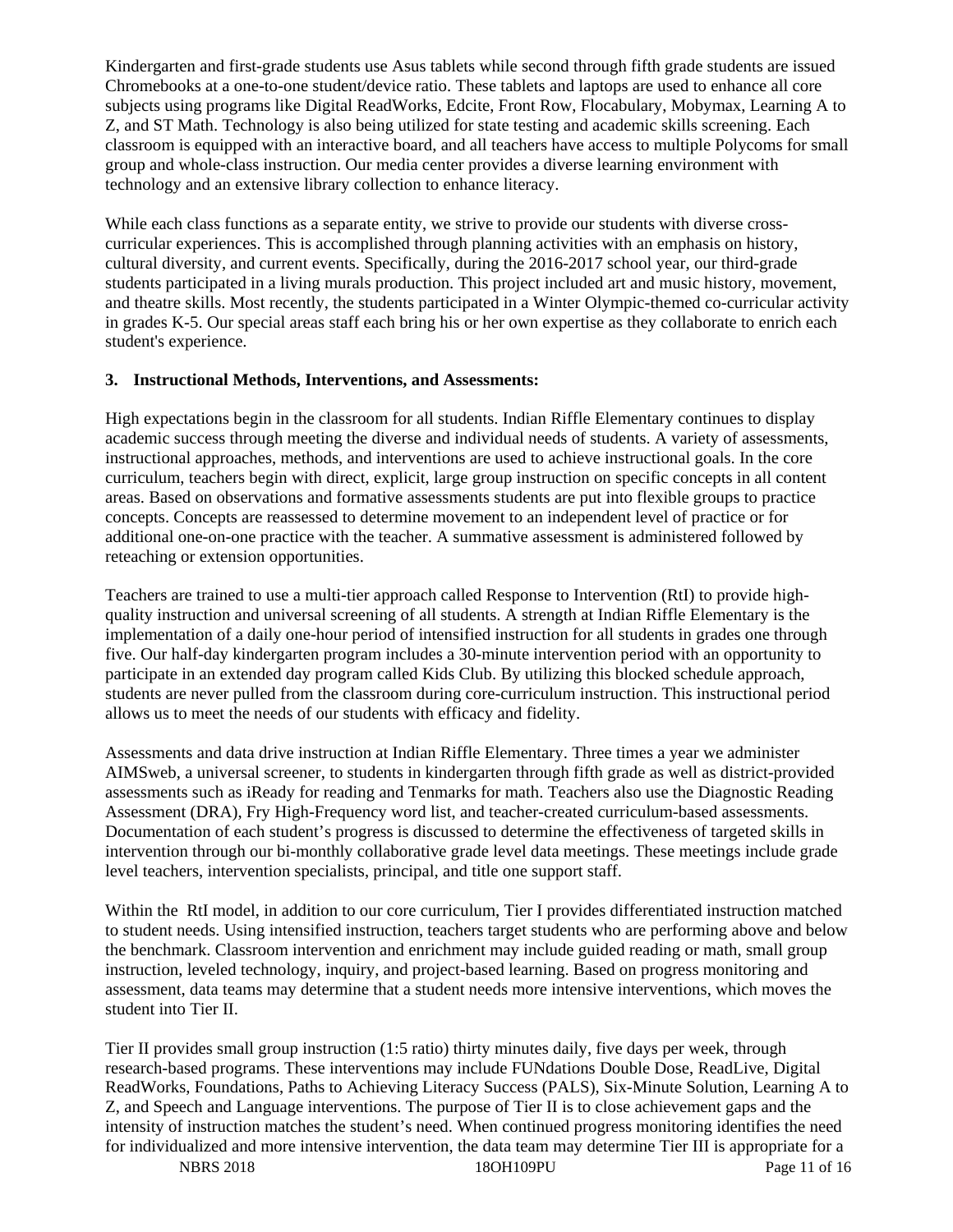Kindergarten and first-grade students use Asus tablets while second through fifth grade students are issued Chromebooks at a one-to-one student/device ratio. These tablets and laptops are used to enhance all core subjects using programs like Digital ReadWorks, Edcite, Front Row, Flocabulary, Mobymax, Learning A to Z, and ST Math. Technology is also being utilized for state testing and academic skills screening. Each classroom is equipped with an interactive board, and all teachers have access to multiple Polycoms for small group and whole-class instruction. Our media center provides a diverse learning environment with technology and an extensive library collection to enhance literacy.

While each class functions as a separate entity, we strive to provide our students with diverse cross-curricular experiences. This is accomplished through planning activities with an emphasis on history, cultural diversity, and current events. Specifically, during the 2016-2017 school year, our third-grade students participated in a living murals production. This project included art and music history, movement, and theatre skills. Most recently, the students participated in a Winter Olympic-themed co-curricular activity in grades K-5. Our special areas staff each bring his or her own expertise as they collaborate to enrich each student's experience.

### 3. Instructional Methods, Interventions, and Assessments:

High expectations begin in the classroom for all students. Indian Riffle Elementary continues to display academic success through meeting the diverse and individual needs of students. A variety of assessments, instructional approaches, methods, and interventions are used to achieve instructional goals. In the core curriculum, teachers begin with direct, explicit, large group instruction on specific concepts in all content areas. Based on observations and formative assessments students are put into flexible groups to practice concepts. Concepts are reassessed to determine movement to an independent level of practice or for additional one-on-one practice with the teacher. A summative assessment is administered followed by reteaching or extension opportunities.

Teachers are trained to use a multi-tier approach called Response to Intervention (RtI) to provide high-quality instruction and universal screening of all students. A strength at Indian Riffle Elementary is the implementation of a daily one-hour period of intensified instruction for all students in grades one through five. Our half-day kindergarten program includes a 30-minute intervention period with an opportunity to participate in an extended day program called Kids Club. By utilizing this blocked schedule approach, students are never pulled from the classroom during core-curriculum instruction. This instructional period allows us to meet the needs of our students with efficacy and fidelity.

Assessments and data drive instruction at Indian Riffle Elementary. Three times a year we administer AIMSweb, a universal screener, to students in kindergarten through fifth grade as well as district-provided assessments such as iReady for reading and Tenmarks for math. Teachers also use the Diagnostic Reading Assessment (DRA), Fry High-Frequency word list, and teacher-created curriculum-based assessments. Documentation of each student's progress is discussed to determine the effectiveness of targeted skills in intervention through our bi-monthly collaborative grade level data meetings. These meetings include grade level teachers, intervention specialists, principal, and title one support staff.

Within the RtI model, in addition to our core curriculum, Tier I provides differentiated instruction matched to student needs. Using intensified instruction, teachers target students who are performing above and below the benchmark. Classroom intervention and enrichment may include guided reading or math, small group instruction, leveled technology, inquiry, and project-based learning. Based on progress monitoring and assessment, data teams may determine that a student needs more intensive interventions, which moves the student into Tier II.

Tier II provides small group instruction (1:5 ratio) thirty minutes daily, five days per week, through research-based programs. These interventions may include FUNdations Double Dose, ReadLive, Digital ReadWorks, Foundations, Paths to Achieving Literacy Success (PALS), Six-Minute Solution, Learning A to Z, and Speech and Language interventions. The purpose of Tier II is to close achievement gaps and the intensity of instruction matches the student's need. When continued progress monitoring identifies the need for individualized and more intensive intervention, the data team may determine Tier III is appropriate for a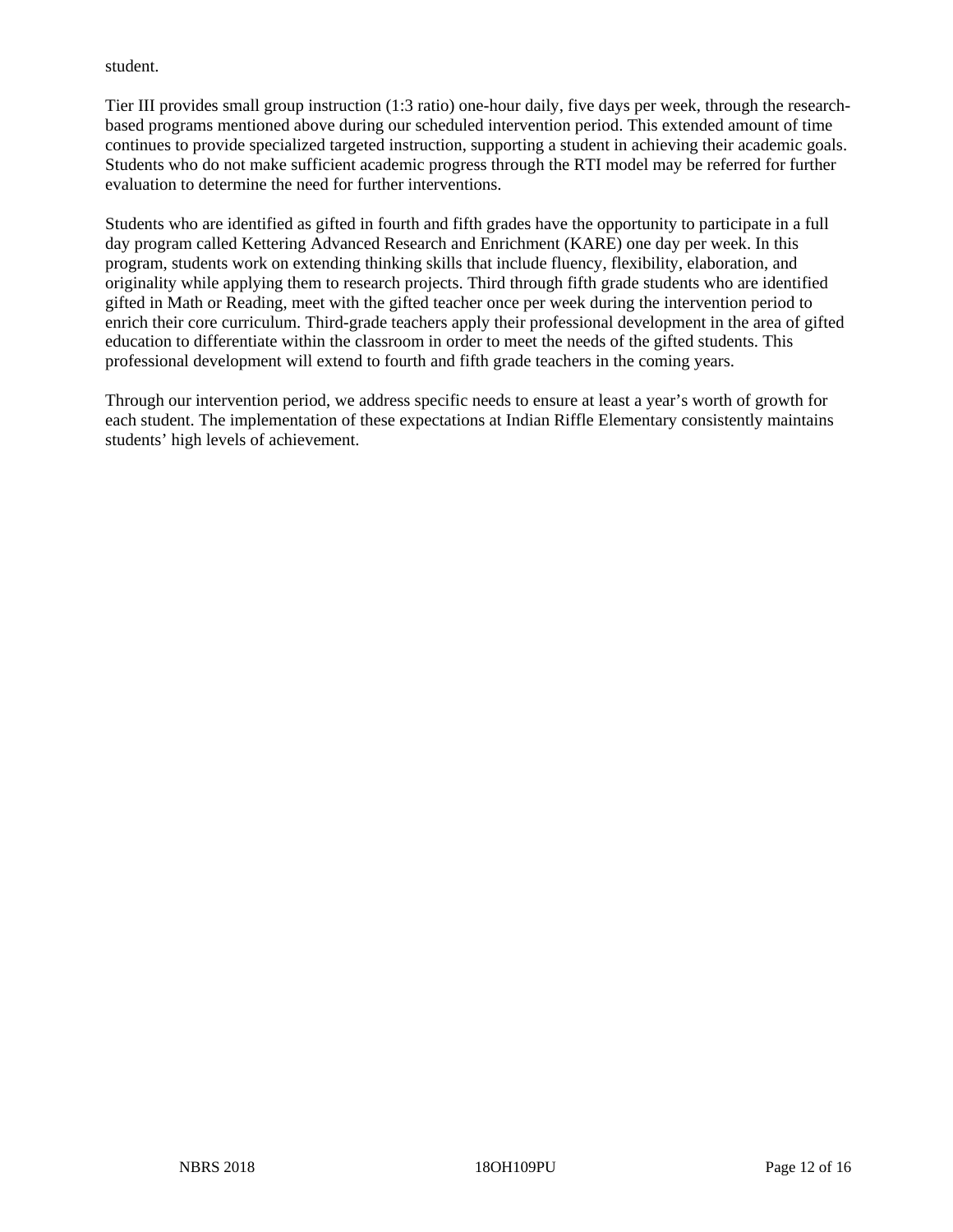student.

Tier III provides small group instruction (1:3 ratio) one-hour daily, five days per week, through the research-based programs mentioned above during our scheduled intervention period. This extended amount of time continues to provide specialized targeted instruction, supporting a student in achieving their academic goals. Students who do not make sufficient academic progress through the RTI model may be referred for further evaluation to determine the need for further interventions.

Students who are identified as gifted in fourth and fifth grades have the opportunity to participate in a full day program called Kettering Advanced Research and Enrichment (KARE) one day per week. In this program, students work on extending thinking skills that include fluency, flexibility, elaboration, and originality while applying them to research projects. Third through fifth grade students who are identified gifted in Math or Reading, meet with the gifted teacher once per week during the intervention period to enrich their core curriculum. Third-grade teachers apply their professional development in the area of gifted education to differentiate within the classroom in order to meet the needs of the gifted students. This professional development will extend to fourth and fifth grade teachers in the coming years.

Through our intervention period, we address specific needs to ensure at least a year's worth of growth for each student. The implementation of these expectations at Indian Riffle Elementary consistently maintains students' high levels of achievement.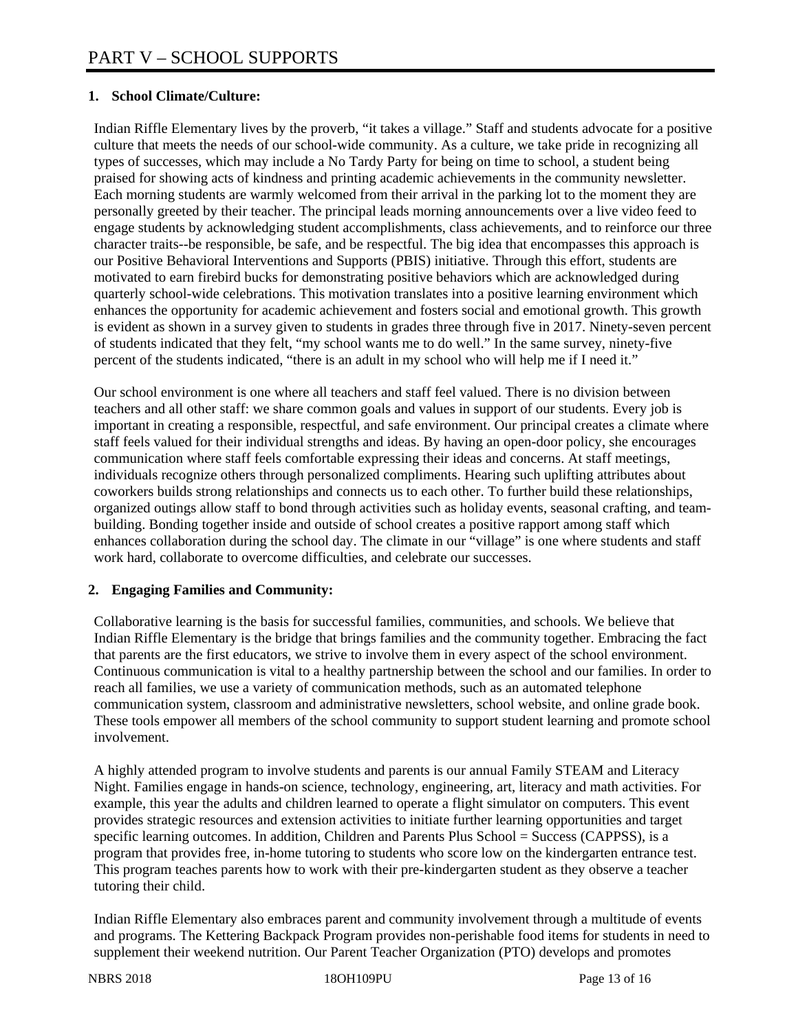# PART V – SCHOOL SUPPORTS

## 1. School Climate/Culture:

Indian Riffle Elementary lives by the proverb, "it takes a village." Staff and students advocate for a positive culture that meets the needs of our school-wide community. As a culture, we take pride in recognizing all types of successes, which may include a No Tardy Party for being on time to school, a student being praised for showing acts of kindness and printing academic achievements in the community newsletter. Each morning students are warmly welcomed from their arrival in the parking lot to the moment they are personally greeted by their teacher. The principal leads morning announcements over a live video feed to engage students by acknowledging student accomplishments, class achievements, and to reinforce our three character traits--be responsible, be safe, and be respectful. The big idea that encompasses this approach is our Positive Behavioral Interventions and Supports (PBIS) initiative. Through this effort, students are motivated to earn firebird bucks for demonstrating positive behaviors which are acknowledged during quarterly school-wide celebrations. This motivation translates into a positive learning environment which enhances the opportunity for academic achievement and fosters social and emotional growth. This growth is evident as shown in a survey given to students in grades three through five in 2017. Ninety-seven percent of students indicated that they felt, "my school wants me to do well." In the same survey, ninety-five percent of the students indicated, "there is an adult in my school who will help me if I need it."

Our school environment is one where all teachers and staff feel valued. There is no division between teachers and all other staff: we share common goals and values in support of our students. Every job is important in creating a responsible, respectful, and safe environment. Our principal creates a climate where staff feels valued for their individual strengths and ideas. By having an open-door policy, she encourages communication where staff feels comfortable expressing their ideas and concerns. At staff meetings, individuals recognize others through personalized compliments. Hearing such uplifting attributes about coworkers builds strong relationships and connects us to each other. To further build these relationships, organized outings allow staff to bond through activities such as holiday events, seasonal crafting, and team-building. Bonding together inside and outside of school creates a positive rapport among staff which enhances collaboration during the school day. The climate in our "village" is one where students and staff work hard, collaborate to overcome difficulties, and celebrate our successes.

## 2. Engaging Families and Community:

Collaborative learning is the basis for successful families, communities, and schools. We believe that Indian Riffle Elementary is the bridge that brings families and the community together. Embracing the fact that parents are the first educators, we strive to involve them in every aspect of the school environment. Continuous communication is vital to a healthy partnership between the school and our families. In order to reach all families, we use a variety of communication methods, such as an automated telephone communication system, classroom and administrative newsletters, school website, and online grade book. These tools empower all members of the school community to support student learning and promote school involvement.

A highly attended program to involve students and parents is our annual Family STEAM and Literacy Night. Families engage in hands-on science, technology, engineering, art, literacy and math activities. For example, this year the adults and children learned to operate a flight simulator on computers. This event provides strategic resources and extension activities to initiate further learning opportunities and target specific learning outcomes. In addition, Children and Parents Plus School = Success (CAPPSS), is a program that provides free, in-home tutoring to students who score low on the kindergarten entrance test. This program teaches parents how to work with their pre-kindergarten student as they observe a teacher tutoring their child.

Indian Riffle Elementary also embraces parent and community involvement through a multitude of events and programs. The Kettering Backpack Program provides non-perishable food items for students in need to supplement their weekend nutrition. Our Parent Teacher Organization (PTO) develops and promotes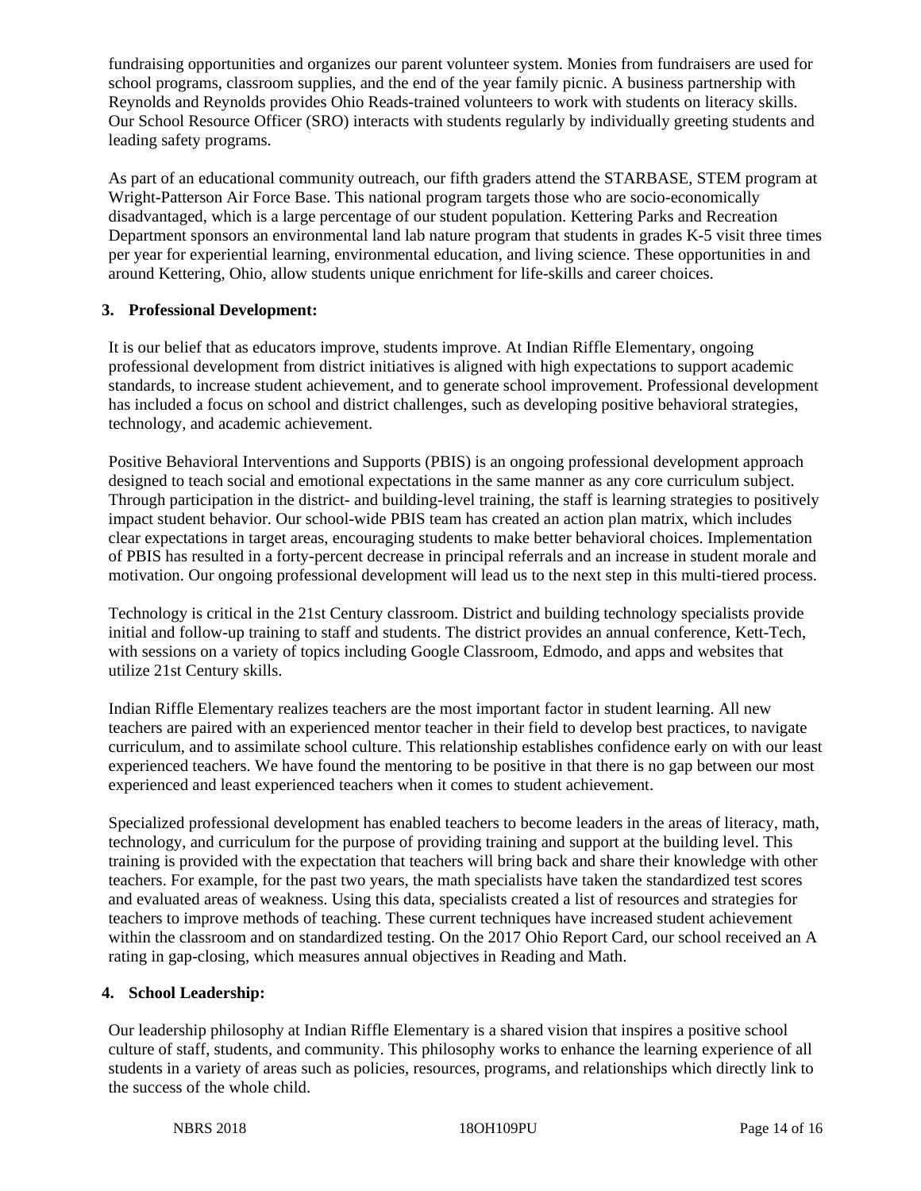fundraising opportunities and organizes our parent volunteer system. Monies from fundraisers are used for school programs, classroom supplies, and the end of the year family picnic. A business partnership with Reynolds and Reynolds provides Ohio Reads-trained volunteers to work with students on literacy skills. Our School Resource Officer (SRO) interacts with students regularly by individually greeting students and leading safety programs.

As part of an educational community outreach, our fifth graders attend the STARBASE, STEM program at Wright-Patterson Air Force Base. This national program targets those who are socio-economically disadvantaged, which is a large percentage of our student population. Kettering Parks and Recreation Department sponsors an environmental land lab nature program that students in grades K-5 visit three times per year for experiential learning, environmental education, and living science. These opportunities in and around Kettering, Ohio, allow students unique enrichment for life-skills and career choices.

### 3. Professional Development:

It is our belief that as educators improve, students improve. At Indian Riffle Elementary, ongoing professional development from district initiatives is aligned with high expectations to support academic standards, to increase student achievement, and to generate school improvement. Professional development has included a focus on school and district challenges, such as developing positive behavioral strategies, technology, and academic achievement.

Positive Behavioral Interventions and Supports (PBIS) is an ongoing professional development approach designed to teach social and emotional expectations in the same manner as any core curriculum subject. Through participation in the district- and building-level training, the staff is learning strategies to positively impact student behavior. Our school-wide PBIS team has created an action plan matrix, which includes clear expectations in target areas, encouraging students to make better behavioral choices. Implementation of PBIS has resulted in a forty-percent decrease in principal referrals and an increase in student morale and motivation. Our ongoing professional development will lead us to the next step in this multi-tiered process.

Technology is critical in the 21st Century classroom. District and building technology specialists provide initial and follow-up training to staff and students. The district provides an annual conference, Kett-Tech, with sessions on a variety of topics including Google Classroom, Edmodo, and apps and websites that utilize 21st Century skills.

Indian Riffle Elementary realizes teachers are the most important factor in student learning. All new teachers are paired with an experienced mentor teacher in their field to develop best practices, to navigate curriculum, and to assimilate school culture. This relationship establishes confidence early on with our least experienced teachers. We have found the mentoring to be positive in that there is no gap between our most experienced and least experienced teachers when it comes to student achievement.

Specialized professional development has enabled teachers to become leaders in the areas of literacy, math, technology, and curriculum for the purpose of providing training and support at the building level. This training is provided with the expectation that teachers will bring back and share their knowledge with other teachers. For example, for the past two years, the math specialists have taken the standardized test scores and evaluated areas of weakness. Using this data, specialists created a list of resources and strategies for teachers to improve methods of teaching. These current techniques have increased student achievement within the classroom and on standardized testing. On the 2017 Ohio Report Card, our school received an A rating in gap-closing, which measures annual objectives in Reading and Math.

### 4. School Leadership:

Our leadership philosophy at Indian Riffle Elementary is a shared vision that inspires a positive school culture of staff, students, and community. This philosophy works to enhance the learning experience of all students in a variety of areas such as policies, resources, programs, and relationships which directly link to the success of the whole child.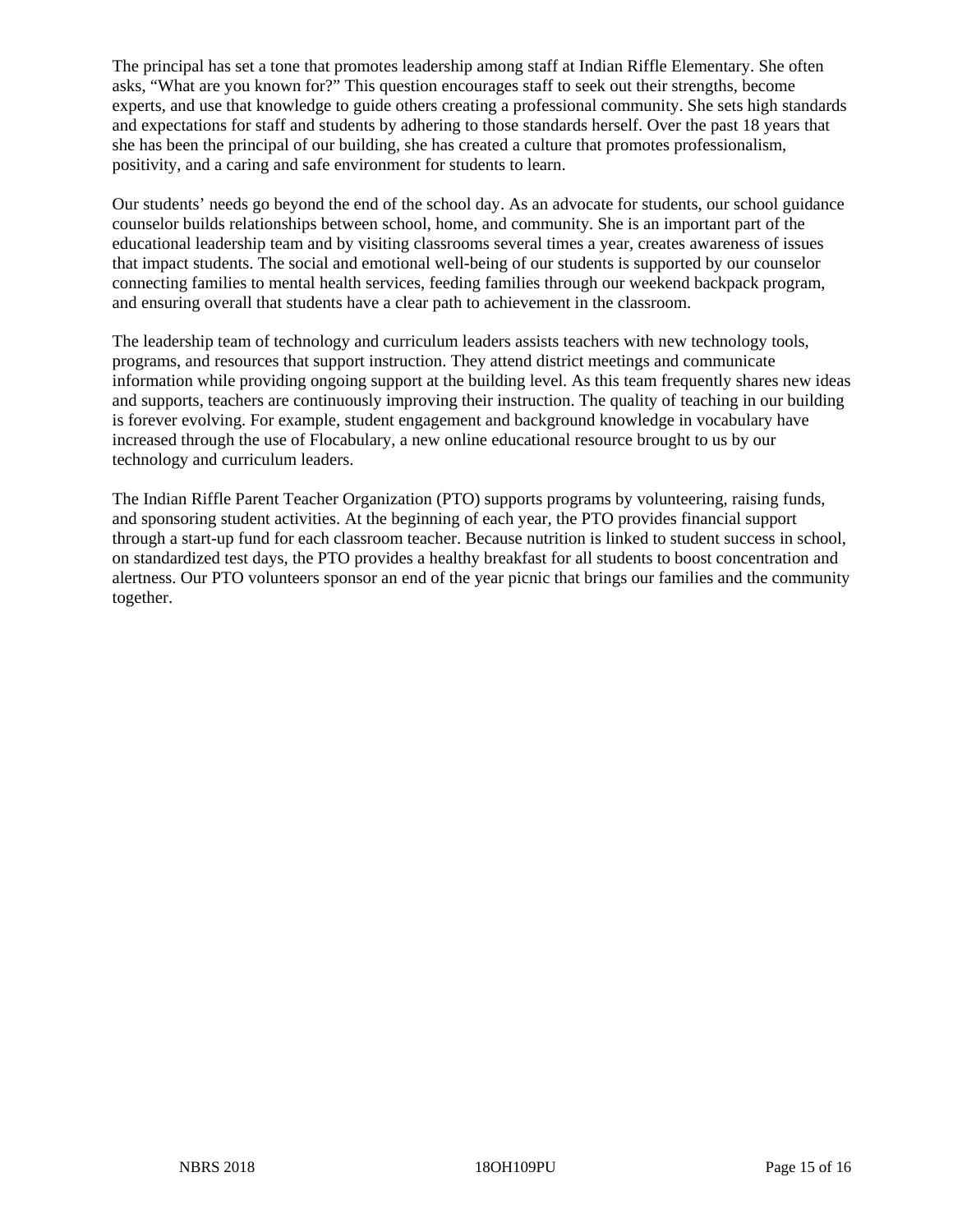The principal has set a tone that promotes leadership among staff at Indian Riffle Elementary. She often asks, “What are you known for?” This question encourages staff to seek out their strengths, become experts, and use that knowledge to guide others creating a professional community. She sets high standards and expectations for staff and students by adhering to those standards herself. Over the past 18 years that she has been the principal of our building, she has created a culture that promotes professionalism, positivity, and a caring and safe environment for students to learn.

Our students’ needs go beyond the end of the school day. As an advocate for students, our school guidance counselor builds relationships between school, home, and community. She is an important part of the educational leadership team and by visiting classrooms several times a year, creates awareness of issues that impact students. The social and emotional well-being of our students is supported by our counselor connecting families to mental health services, feeding families through our weekend backpack program, and ensuring overall that students have a clear path to achievement in the classroom.

The leadership team of technology and curriculum leaders assists teachers with new technology tools, programs, and resources that support instruction. They attend district meetings and communicate information while providing ongoing support at the building level. As this team frequently shares new ideas and supports, teachers are continuously improving their instruction. The quality of teaching in our building is forever evolving. For example, student engagement and background knowledge in vocabulary have increased through the use of Flocabulary, a new online educational resource brought to us by our technology and curriculum leaders.

The Indian Riffle Parent Teacher Organization (PTO) supports programs by volunteering, raising funds, and sponsoring student activities. At the beginning of each year, the PTO provides financial support through a start-up fund for each classroom teacher. Because nutrition is linked to student success in school, on standardized test days, the PTO provides a healthy breakfast for all students to boost concentration and alertness. Our PTO volunteers sponsor an end of the year picnic that brings our families and the community together.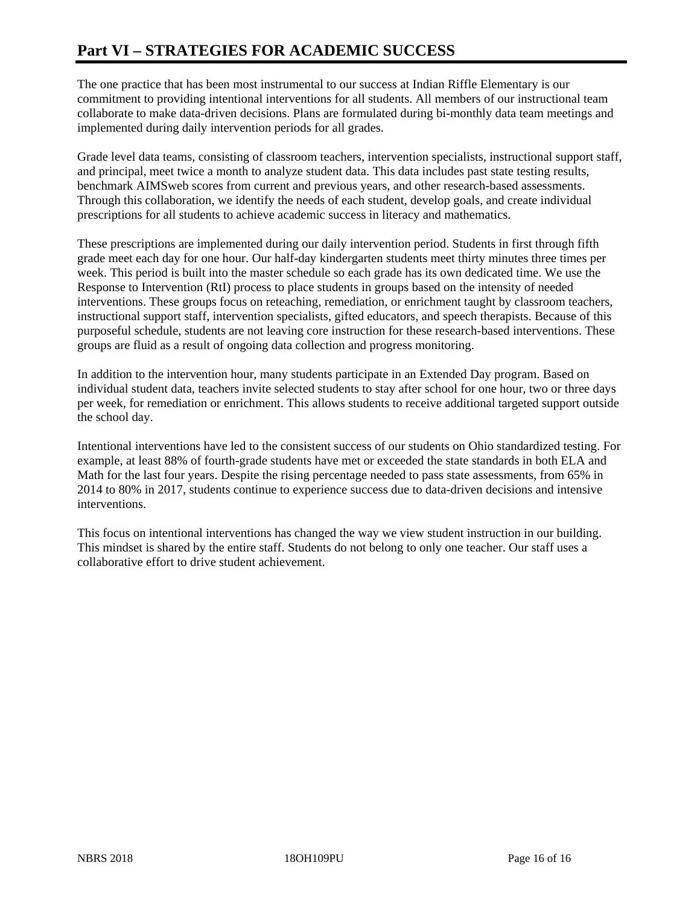# Part VI – STRATEGIES FOR ACADEMIC SUCCESS

The one practice that has been most instrumental to our success at Indian Riffle Elementary is our commitment to providing intentional interventions for all students. All members of our instructional team collaborate to make data-driven decisions. Plans are formulated during bi-monthly data team meetings and implemented during daily intervention periods for all grades.

Grade level data teams, consisting of classroom teachers, intervention specialists, instructional support staff, and principal, meet twice a month to analyze student data. This data includes past state testing results, benchmark AIMSweb scores from current and previous years, and other research-based assessments. Through this collaboration, we identify the needs of each student, develop goals, and create individual prescriptions for all students to achieve academic success in literacy and mathematics.

These prescriptions are implemented during our daily intervention period. Students in first through fifth grade meet each day for one hour. Our half-day kindergarten students meet thirty minutes three times per week. This period is built into the master schedule so each grade has its own dedicated time. We use the Response to Intervention (RtI) process to place students in groups based on the intensity of needed interventions. These groups focus on reteaching, remediation, or enrichment taught by classroom teachers, instructional support staff, intervention specialists, gifted educators, and speech therapists. Because of this purposeful schedule, students are not leaving core instruction for these research-based interventions. These groups are fluid as a result of ongoing data collection and progress monitoring.

In addition to the intervention hour, many students participate in an Extended Day program. Based on individual student data, teachers invite selected students to stay after school for one hour, two or three days per week, for remediation or enrichment. This allows students to receive additional targeted support outside the school day.

Intentional interventions have led to the consistent success of our students on Ohio standardized testing. For example, at least 88% of fourth-grade students have met or exceeded the state standards in both ELA and Math for the last four years. Despite the rising percentage needed to pass state assessments, from 65% in 2014 to 80% in 2017, students continue to experience success due to data-driven decisions and intensive interventions.

This focus on intentional interventions has changed the way we view student instruction in our building. This mindset is shared by the entire staff. Students do not belong to only one teacher. Our staff uses a collaborative effort to drive student achievement.